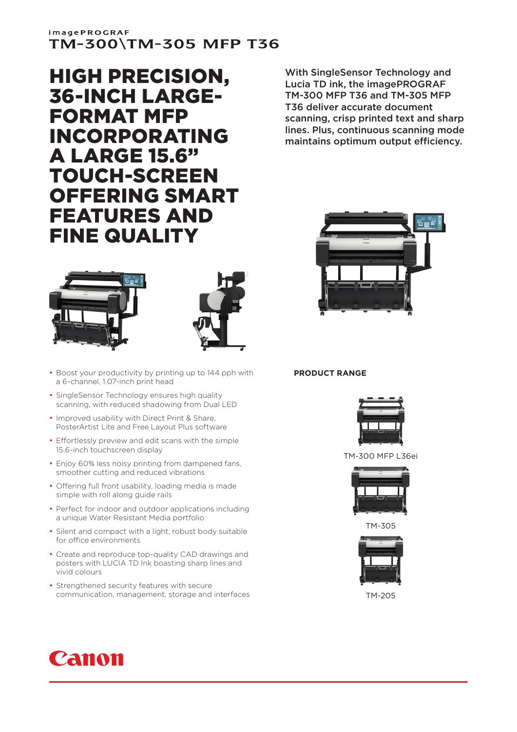imagePROGRAF
TM-300\TM-305 MFP T36

# HIGH PRECISION, 36-INCH LARGE-FORMAT MFP INCORPORATING A LARGE 15.6" TOUCH-SCREEN OFFERING SMART FEATURES AND FINE QUALITY

With SingleSensor Technology and Lucia TD ink, the imagePROGRAF TM-300 MFP T36 and TM-305 MFP T36 deliver accurate document scanning, crisp printed text and sharp lines. Plus, continuous scanning mode maintains optimum output efficiency.

- Boost your productivity by printing up to 144 pph with a 6-channel, 1.07-inch print head
- SingleSensor Technology ensures high quality scanning, with reduced shadowing from Dual LED
- Improved usability with Direct Print & Share, PosterArtist Lite and Free Layout Plus software
- Effortlessly preview and edit scans with the simple 15.6-inch touchscreen display
- Enjoy 60% less noisy printing from dampened fans, smoother cutting and reduced vibrations
- Offering full front usability, loading media is made simple with roll along guide rails
- Perfect for indoor and outdoor applications including a unique Water Resistant Media portfolio
- Silent and compact with a light, robust body suitable for office environments
- Create and reproduce top-quality CAD drawings and posters with LUCIA TD Ink boasting sharp lines and vivid colours
- Strengthened security features with secure communication, management, storage and interfaces

**PRODUCT RANGE**

TM-300 MFP L36ei

TM-305

TM-205

Canon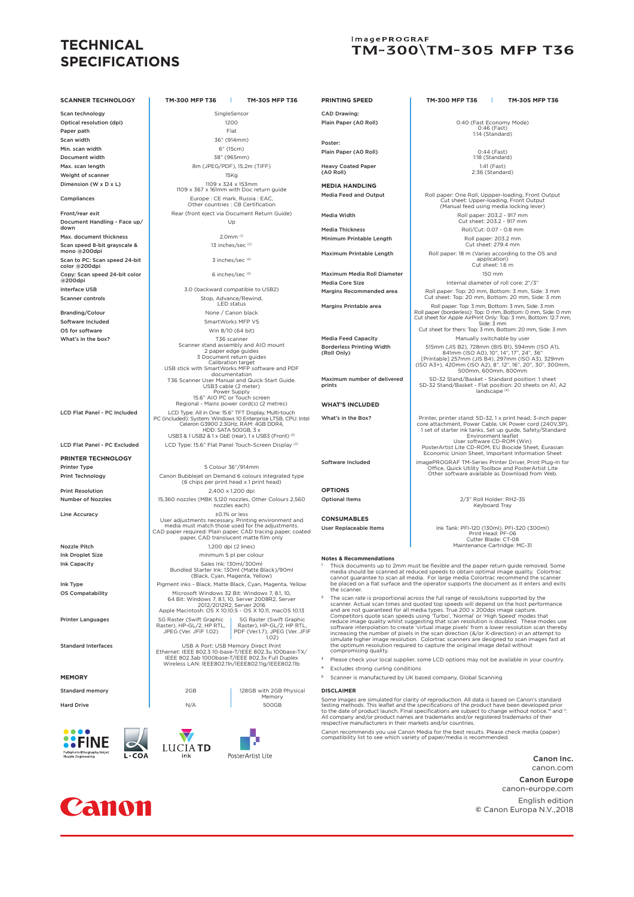# TECHNICAL SPECIFICATIONS

imagePROGRAF
## TM-300\TM-305 MFP T36

| SCANNER TECHNOLOGY | TM-300 MFP T36 | TM-305 MFP T36 |
|---|---|---|
| Scan technology | SingleSensor | |
| Optical resolution (dpi) | 1200 | |
| Paper path | Flat | |
| Scan width | 36" (914mm) | |
| Min. scan width | 6" (15cm) | |
| Document width | 38" (965mm) | |
| Max. scan length | 8m (JPEG/PDF), 15.2m (TIFF) | |
| Weight of scanner | 15Kg | |
| Dimension (W x D x L) | 1109 x 324 x 153mm<br>1109 x 367 x 161mm with Doc return guide | |
| Compliances | Europe : CE mark, Russia : EAC,<br>Other countries : CB Certification | |
| Front/rear exit | Rear (front eject via Document Return Guide) | |
| Document Handling - Face up/down | Up | |
| Max. document thickness | 2.0mm [1] | |
| Scan speed 8-bit grayscale & mono @200dpi | 13 inches/sec [2] | |
| Scan to PC: Scan speed 24-bit color @200dpi | 3 inches/sec [2] | |
| Copy: Scan speed 24-bit color @200dpi | 6 inches/sec [2] | |
| Interface USB | 3.0 (backward compatible to USB2) | |
| Scanner controls | Stop, Advance/Rewind,<br>LED status | |
| Branding/Colour | None / Canon black | |
| Software Included | SmartWorks MFP V5 | |
| OS for software | Win 8/10 (64 bit) | |
| What's in the box? | T36 scanner<br>Scanner stand assembly and AIO mount<br>2 paper edge guides<br>3 Document return guides<br>Calibration target<br>USB stick with SmartWorks MFP software and PDF documentation<br>T36 Scanner User Manual and Quick Start Guide.<br>USB3 cable (2 meter)<br>Power Supply<br>15.6" AIO PC or Touch screen<br>Regional - Mains power cord(s) (2 metres) | |
| LCD Flat Panel - PC Included | LCD Type: All in One: 15.6" TFT Display, Multi-touch PC (included): System: Windows 10 Enterprise LTSB, CPU: Intel Celeron G3900 2.3GHz, RAM: 4GB DDR4, HDD: SATA 500GB, 3 x USB3 & 1 USB2 & 1 x GbE (rear), 1 x USB3 (Front) [3] | |
| LCD Flat Panel - PC Excluded | LCD Type: 15.6" Flat Panel Touch-Screen Display [3] | |

| PRINTER TECHNOLOGY | TM-300 MFP T36 | TM-305 MFP T36 |
|---|---|---|
| Printer Type | 5 Colour 36"/914mm | |
| Print Technology | Canon Bubblejet on Demand 6 colours integrated type (6 chips per print head x 1 print head) | |
| Print Resolution | 2,400 x 1,200 dpi | |
| Number of Nozzles | 15,360 nozzles (MBK 5,120 nozzles, Other Colours 2,560 nozzles each) | |
| Line Accuracy | ±0.1% or less<br>User adjustments necessary. Printing environment and media must match those used for the adjustments.<br>CAD paper required: Plain paper, CAD tracing paper, coated paper, CAD translucent matte film only | |
| Nozzle Pitch | 1,200 dpi (2 lines) | |
| Ink Droplet Size | minimum 5 pl per colour | |
| Ink Capacity | Sales Ink: 130ml/300ml<br>Bundled Starter Ink: 130ml (Matte Black)/90ml (Black, Cyan, Magenta, Yellow) | |
| Ink Type | Pigment inks - Black, Matte Black, Cyan, Magenta, Yellow | |
| OS Compatability | Microsoft Windows 32 Bit: Windows 7, 8.1, 10,<br>64 Bit: Windows 7, 8.1, 10, Server 2008R2, Server 2012/2012R2, Server 2016<br>Apple Macintosh: OS X 10.10.5 - OS X 10.11, macOS 10.13 | |
| Printer Languages | SG Raster (Swift Graphic Raster), HP-GL/2, HP RTL, JPEG (Ver. JFIF 1.02) | SG Raster (Swift Graphic Raster), HP-GL/2, HP RTL, PDF (Ver.1.7), JPEG (Ver. JFIF 1.02) |
| Standard Interfaces | USB A Port: USB Memory Direct Print<br>Ethernet: IEEE 802.3 10-base-T/IEEE 802.3u 100base-TX/ IEEE 802.3ab 1000base-T/IEEE 802.3x Full Duplex<br>Wireless LAN: IEEE802.11n/IEEE802.11g/IEEE802.11b | |

| MEMORY | TM-300 MFP T36 | TM-305 MFP T36 |
|---|---|---|
| Standard memory | 2GB | 128GB with 2GB Physical Memory |
| Hard Drive | N/A | 500GB |

FINE Full-photolithography Inkjet Nozzle Engineering · L-COA · LUCIA TD ink · PosterArtist Lite

| PRINTING SPEED | TM-300 MFP T36 \| TM-305 MFP T36 |
|---|---|
| CAD Drawing: | |
| Plain Paper (A0 Roll) | 0:40 (Fast Economy Mode)<br>0:46 (Fast)<br>1:14 (Standard) |
| Poster: | |
| Plain Paper (A0 Roll) | 0:44 (Fast)<br>1:18 (Standard) |
| Heavy Coated Paper (A0 Roll) | 1:41 (Fast)<br>2:36 (Standard) |
| **MEDIA HANDLING** | |
| Media Feed and Output | Roll paper: One Roll, Uppper-loading, Front Output<br>Cut sheet: Upper-loading, Front Output<br>(Manual feed using media locking lever) |
| Media Width | Roll paper: 203.2 - 917 mm<br>Cut sheet: 203.2 - 917 mm |
| Media Thickness | Roll/Cut: 0.07 - 0.8 mm |
| Minimum Printable Length | Roll paper: 203.2 mm<br>Cut sheet: 279.4 mm |
| Maximum Printable Length | Roll paper: 18 m (Varies according to the OS and application)<br>Cut sheet: 1.6 m |
| Maximum Media Roll Diameter | 150 mm |
| Media Core Size | Internal diameter of roll core: 2"/3" |
| Margins Recommended area | Roll paper: Top: 20 mm, Bottom: 3 mm, Side: 3 mm<br>Cut sheet: Top: 20 mm, Bottom: 20 mm, Side: 3 mm |
| Margins Printable area | Roll paper: Top: 3 mm, Bottom: 3 mm, Side: 3 mm<br>Roll paper (borderless): Top: 0 mm, Bottom: 0 mm, Side: 0 mm<br>Cut sheet for Apple AirPrint Only: Top: 3 mm, Bottom: 12.7 mm, Side: 3 mm<br>Cut sheet for thers: Top: 3 mm, Bottom: 20 mm, Side: 3 mm |
| Media Feed Capacity | Manually switchable by user |
| Borderless Printing Width (Roll Only) | 515mm (JIS B2), 728mm (JIS B1), 594mm (ISO A1), 841mm (ISO A0), 10", 14", 17", 24", 36"<br>[Printable] 257mm (JIS B4), 297mm (ISO A3), 329mm (ISO A3+), 420mm (ISO A2), 8", 12", 16", 20", 30", 300mm, 500mm, 600mm, 800mm |
| Maximum number of delivered prints | SD-32 Stand/Basket - Standard position: 1 sheet<br>SD-32 Stand/Basket - Flat position: 20 sheets on A1, A2 landscape [4] |
| **WHAT'S INCLUDED** | |
| What's in the Box? | Printer, printer stand: SD-32, 1 x print head, 3-inch paper core attachment, Power Cable, UK Power cord (240V,3P), 1 set of starter ink tanks, Set up guide, Safety/Standard Environment leaflet<br>User software CD-ROM (Win)<br>PosterArtist Lite CD-ROM, EU Biocide Sheet, Eurasian Economic Union Sheet, Important Information Sheet |
| Software Included | imagePROGRAF TM-Series Printer Driver, Print Plug-In for Office, Quick Utility Toolbox and PosterArtist Lite<br>Other software available as Download from Web. |
| **OPTIONS** | |
| Optional Items | 2/3" Roll Holder: RH2-35<br>Keyboard Tray |
| **CONSUMABLES** | |
| User Replaceable Items | Ink Tank: PFI-120 (130ml), PFI-320 (300ml)<br>Print Head: PF-06<br>Cutter Blade: CT-08<br>Maintenance Cartridge: MC-31 |

### Notes & Recommendations

1. Thick documents up to 2mm must be flexible and the paper return guide removed. Some media should be scanned at reduced speeds to obtain optimal image quality. Colortrac cannot guarantee to scan all media. For large media Colortrac recommend the scanner be placed on a flat surface and the operator supports the document as it enters and exits the scanner.
2. The scan rate is proportional across the full range of resolutions supported by the scanner. Actual scan times and quoted top speeds will depend on the host performance and are not guaranteed for all media types. True 200 x 200dpi image capture. Competitors quote scan speeds using 'Turbo', 'Normal' or 'High Speed' modes that reduce image quality whilst suggesting that scan resolution is doubled. These modes use software interpolation to create 'virtual image pixels' from a lower resolution scan thereby increasing the number of pixels in the scan direction (&/or X-direction) in an attempt to simulate higher image resolution. Colortrac scanners are designed to scan images fast at the optimum resolution required to capture the original image detail without compromising quality.
3. Please check your local supplier, some LCD options may not be available in your country.
4. Excludes strong curling conditions
5. Scanner is manufactured by UK based company, Global Scanning

### DISCLAIMER

Some images are simulated for clarity of reproduction. All data is based on Canon's standard testing methods. This leaflet and the specifications of the product have been developed prior to the date of product launch. Final specifications are subject to change without notice.™ and ®: All company and/or product names are trademarks and/or registered trademarks of their respective manufacturers in their markets and/or countries.

Canon recommends you use Canon Media for the best results. Please check media (paper) compatibility list to see which variety of paper/media is recommended.

Canon

**Canon Inc.**
canon.com

**Canon Europe**
canon-europe.com

English edition
© Canon Europa N.V.,2018